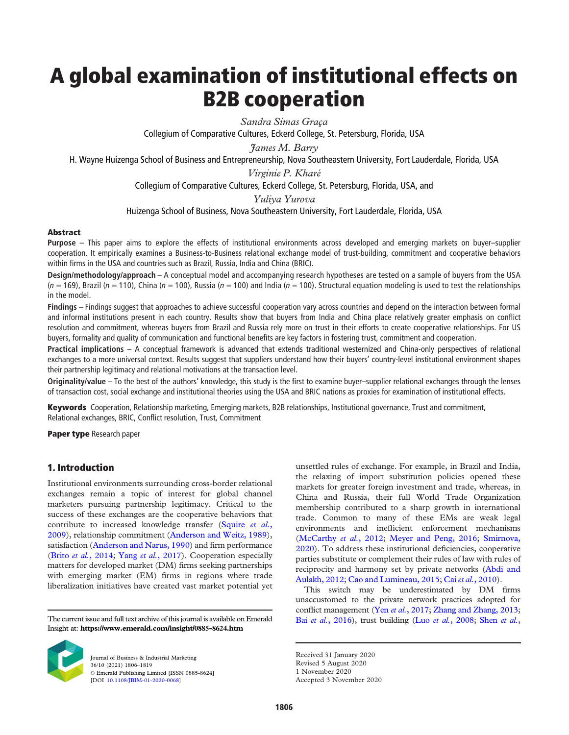# A global examination of institutional effects on B2B cooperation

*Sandra Simas Graça*
Collegium of Comparative Cultures, Eckerd College, St. Petersburg, Florida, USA

*James M. Barry*
H. Wayne Huizenga School of Business and Entrepreneurship, Nova Southeastern University, Fort Lauderdale, Florida, USA

*Virginie P. Kharé*
Collegium of Comparative Cultures, Eckerd College, St. Petersburg, Florida, USA, and

*Yuliya Yurova*
Huizenga School of Business, Nova Southeastern University, Fort Lauderdale, Florida, USA

## Abstract

**Purpose** – This paper aims to explore the effects of institutional environments across developed and emerging markets on buyer–supplier cooperation. It empirically examines a Business-to-Business relational exchange model of trust-building, commitment and cooperative behaviors within firms in the USA and countries such as Brazil, Russia, India and China (BRIC).

**Design/methodology/approach** – A conceptual model and accompanying research hypotheses are tested on a sample of buyers from the USA ($n$ = 169), Brazil ($n$ = 110), China ($n$ = 100), Russia ($n$ = 100) and India ($n$ = 100). Structural equation modeling is used to test the relationships in the model.

**Findings** – Findings suggest that approaches to achieve successful cooperation vary across countries and depend on the interaction between formal and informal institutions present in each country. Results show that buyers from India and China place relatively greater emphasis on conflict resolution and commitment, whereas buyers from Brazil and Russia rely more on trust in their efforts to create cooperative relationships. For US buyers, formality and quality of communication and functional benefits are key factors in fostering trust, commitment and cooperation.

**Practical implications** – A conceptual framework is advanced that extends traditional westernized and China-only perspectives of relational exchanges to a more universal context. Results suggest that suppliers understand how their buyers' country-level institutional environment shapes their partnership legitimacy and relational motivations at the transaction level.

**Originality/value** – To the best of the authors' knowledge, this study is the first to examine buyer–supplier relational exchanges through the lenses of transaction cost, social exchange and institutional theories using the USA and BRIC nations as proxies for examination of institutional effects.

**Keywords** Cooperation, Relationship marketing, Emerging markets, B2B relationships, Institutional governance, Trust and commitment, Relational exchanges, BRIC, Conflict resolution, Trust, Commitment

**Paper type** Research paper

## 1. Introduction

Institutional environments surrounding cross-border relational exchanges remain a topic of interest for global channel marketers pursuing partnership legitimacy. Critical to the success of these exchanges are the cooperative behaviors that contribute to increased knowledge transfer (Squire *et al.*, 2009), relationship commitment (Anderson and Weitz, 1989), satisfaction (Anderson and Narus, 1990) and firm performance (Brito *et al.*, 2014; Yang *et al.*, 2017). Cooperation especially matters for developed market (DM) firms seeking partnerships with emerging market (EM) firms in regions where trade liberalization initiatives have created vast market potential yet unsettled rules of exchange. For example, in Brazil and India, the relaxing of import substitution policies opened these markets for greater foreign investment and trade, whereas, in China and Russia, their full World Trade Organization membership contributed to a sharp growth in international trade. Common to many of these EMs are weak legal environments and inefficient enforcement mechanisms (McCarthy *et al.*, 2012; Meyer and Peng, 2016; Smirnova, 2020). To address these institutional deficiencies, cooperative parties substitute or complement their rules of law with rules of reciprocity and harmony set by private networks (Abdi and Aulakh, 2012; Cao and Lumineau, 2015; Cai *et al.*, 2010).

This switch may be underestimated by DM firms unaccustomed to the private network practices adopted for conflict management (Yen *et al.*, 2017; Zhang and Zhang, 2013; Bai *et al.*, 2016), trust building (Luo *et al.*, 2008; Shen *et al.*,

The current issue and full text archive of this journal is available on Emerald Insight at: **https://www.emerald.com/insight/0885-8624.htm**

Journal of Business & Industrial Marketing
36/10 (2021) 1806–1819
© Emerald Publishing Limited [ISSN 0885-8624]
[DOI 10.1108/JBIM-01-2020-0068]

Received 31 January 2020
Revised 5 August 2020
1 November 2020
Accepted 3 November 2020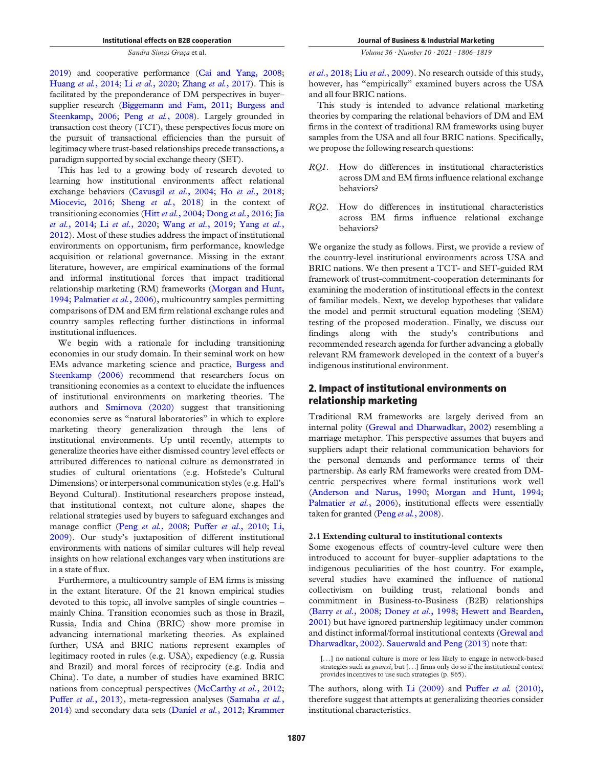2019) and cooperative performance (Cai and Yang, 2008; Huang *et al.*, 2014; Li *et al.*, 2020; Zhang *et al.*, 2017). This is facilitated by the preponderance of DM perspectives in buyer–supplier research (Biggemann and Fam, 2011; Burgess and Steenkamp, 2006; Peng *et al.*, 2008). Largely grounded in transaction cost theory (TCT), these perspectives focus more on the pursuit of transactional efficiencies than the pursuit of legitimacy where trust-based relationships precede transactions, a paradigm supported by social exchange theory (SET).

This has led to a growing body of research devoted to learning how institutional environments affect relational exchange behaviors (Cavusgil *et al.*, 2004; Ho *et al.*, 2018; Miocevic, 2016; Sheng *et al.*, 2018) in the context of transitioning economies (Hitt *et al.*, 2004; Dong *et al.*, 2016; Jia *et al.*, 2014; Li *et al.*, 2020; Wang *et al.*, 2019; Yang *et al.*, 2012). Most of these studies address the impact of institutional environments on opportunism, firm performance, knowledge acquisition or relational governance. Missing in the extant literature, however, are empirical examinations of the formal and informal institutional forces that impact traditional relationship marketing (RM) frameworks (Morgan and Hunt, 1994; Palmatier *et al.*, 2006), multicountry samples permitting comparisons of DM and EM firm relational exchange rules and country samples reflecting further distinctions in informal institutional influences.

We begin with a rationale for including transitioning economies in our study domain. In their seminal work on how EMs advance marketing science and practice, Burgess and Steenkamp (2006) recommend that researchers focus on transitioning economies as a context to elucidate the influences of institutional environments on marketing theories. The authors and Smirnova (2020) suggest that transitioning economies serve as "natural laboratories" in which to explore marketing theory generalization through the lens of institutional environments. Up until recently, attempts to generalize theories have either dismissed country level effects or attributed differences to national culture as demonstrated in studies of cultural orientations (e.g. Hofstede's Cultural Dimensions) or interpersonal communication styles (e.g. Hall's Beyond Cultural). Institutional researchers propose instead, that institutional context, not culture alone, shapes the relational strategies used by buyers to safeguard exchanges and manage conflict (Peng *et al.*, 2008; Puffer *et al.*, 2010; Li, 2009). Our study's juxtaposition of different institutional environments with nations of similar cultures will help reveal insights on how relational exchanges vary when institutions are in a state of flux.

Furthermore, a multicountry sample of EM firms is missing in the extant literature. Of the 21 known empirical studies devoted to this topic, all involve samples of single countries – mainly China. Transition economies such as those in Brazil, Russia, India and China (BRIC) show more promise in advancing international marketing theories. As explained further, USA and BRIC nations represent examples of legitimacy rooted in rules (e.g. USA), expediency (e.g. Russia and Brazil) and moral forces of reciprocity (e.g. India and China). To date, a number of studies have examined BRIC nations from conceptual perspectives (McCarthy *et al.*, 2012; Puffer *et al.*, 2013), meta-regression analyses (Samaha *et al.*, 2014) and secondary data sets (Daniel *et al.*, 2012; Krammer *et al.*, 2018; Liu *et al.*, 2009). No research outside of this study, however, has "empirically" examined buyers across the USA and all four BRIC nations.

This study is intended to advance relational marketing theories by comparing the relational behaviors of DM and EM firms in the context of traditional RM frameworks using buyer samples from the USA and all four BRIC nations. Specifically, we propose the following research questions:

*RQ1*. How do differences in institutional characteristics across DM and EM firms influence relational exchange behaviors?

*RQ2*. How do differences in institutional characteristics across EM firms influence relational exchange behaviors?

We organize the study as follows. First, we provide a review of the country-level institutional environments across USA and BRIC nations. We then present a TCT- and SET-guided RM framework of trust-commitment-cooperation determinants for examining the moderation of institutional effects in the context of familiar models. Next, we develop hypotheses that validate the model and permit structural equation modeling (SEM) testing of the proposed moderation. Finally, we discuss our findings along with the study's contributions and recommended research agenda for further advancing a globally relevant RM framework developed in the context of a buyer's indigenous institutional environment.

## 2. Impact of institutional environments on relationship marketing

Traditional RM frameworks are largely derived from an internal polity (Grewal and Dharwadkar, 2002) resembling a marriage metaphor. This perspective assumes that buyers and suppliers adapt their relational communication behaviors for the personal demands and performance terms of their partnership. As early RM frameworks were created from DM-centric perspectives where formal institutions work well (Anderson and Narus, 1990; Morgan and Hunt, 1994; Palmatier *et al.*, 2006), institutional effects were essentially taken for granted (Peng *et al.*, 2008).

### 2.1 Extending cultural to institutional contexts

Some exogenous effects of country-level culture were then introduced to account for buyer–supplier adaptations to the indigenous peculiarities of the host country. For example, several studies have examined the influence of national collectivism on building trust, relational bonds and commitment in Business-to-Business (B2B) relationships (Barry *et al.*, 2008; Doney *et al.*, 1998; Hewett and Bearden, 2001) but have ignored partnership legitimacy under common and distinct informal/formal institutional contexts (Grewal and Dharwadkar, 2002). Sauerwald and Peng (2013) note that:

> [...] no national culture is more or less likely to engage in network-based strategies such as *guanxi*, but [...] firms only do so if the institutional context provides incentives to use such strategies (p. 865).

The authors, along with Li (2009) and Puffer *et al.* (2010), therefore suggest that attempts at generalizing theories consider institutional characteristics.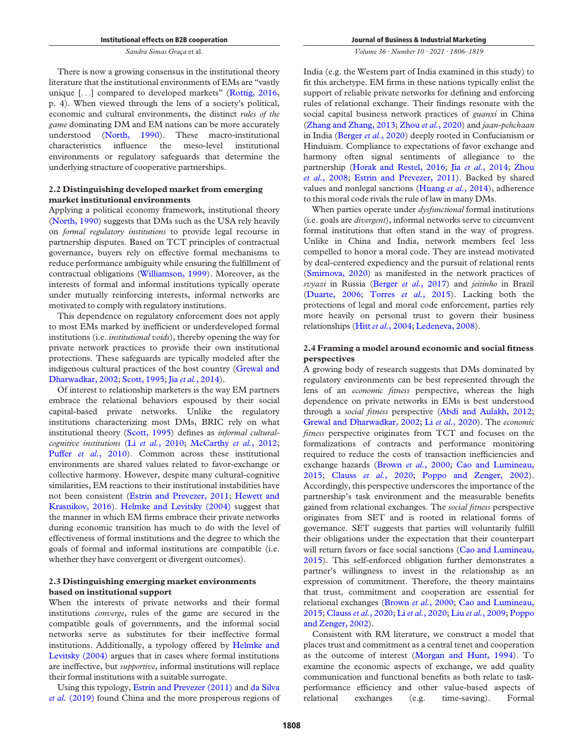There is now a growing consensus in the institutional theory literature that the institutional environments of EMs are "vastly unique [. . .] compared to developed markets" (Rottig, 2016, p. 4). When viewed through the lens of a society's political, economic and cultural environments, the distinct *rules of the game* dominating DM and EM nations can be more accurately understood (North, 1990). These macro-institutional characteristics influence the meso-level institutional environments or regulatory safeguards that determine the underlying structure of cooperative partnerships.

### 2.2 Distinguishing developed market from emerging market institutional environments

Applying a political economy framework, institutional theory (North, 1990) suggests that DMs such as the USA rely heavily on *formal regulatory institutions* to provide legal recourse in partnership disputes. Based on TCT principles of contractual governance, buyers rely on effective formal mechanisms to reduce performance ambiguity while ensuring the fulfillment of contractual obligations (Williamson, 1999). Moreover, as the interests of formal and informal institutions typically operate under mutually reinforcing interests, informal networks are motivated to comply with regulatory institutions.

This dependence on regulatory enforcement does not apply to most EMs marked by inefficient or underdeveloped formal institutions (i.e. *institutional voids*), thereby opening the way for private network practices to provide their own institutional protections. These safeguards are typically modeled after the indigenous cultural practices of the host country (Grewal and Dharwadkar, 2002; Scott, 1995; Jia *et al.*, 2014).

Of interest to relationship marketers is the way EM partners embrace the relational behaviors espoused by their social capital-based private networks. Unlike the regulatory institutions characterizing most DMs, BRIC rely on what institutional theory (Scott, 1995) defines as *informal cultural-cognitive institutions* (Li *et al.*, 2010; McCarthy *et al.*, 2012; Puffer *et al.*, 2010). Common across these institutional environments are shared values related to favor-exchange or collective harmony. However, despite many cultural-cognitive similarities, EM reactions to their institutional instabilities have not been consistent (Estrin and Prevezer, 2011; Hewett and Krasnikov, 2016). Helmke and Levitsky (2004) suggest that the manner in which EM firms embrace their private networks during economic transition has much to do with the level of effectiveness of formal institutions and the degree to which the goals of formal and informal institutions are compatible (i.e. whether they have convergent or divergent outcomes).

### 2.3 Distinguishing emerging market environments based on institutional support

When the interests of private networks and their formal institutions *converge*, rules of the game are secured in the compatible goals of governments, and the informal social networks serve as substitutes for their ineffective formal institutions. Additionally, a typology offered by Helmke and Levitsky (2004) argues that in cases where formal institutions are ineffective, but *supportive*, informal institutions will replace their formal institutions with a suitable surrogate.

Using this typology, Estrin and Prevezer (2011) and da Silva *et al.* (2019) found China and the more prosperous regions of India (e.g. the Western part of India examined in this study) to fit this archetype. EM firms in these nations typically enlist the support of reliable private networks for defining and enforcing rules of relational exchange. Their findings resonate with the social capital business network practices of *guanxi* in China (Zhang and Zhang, 2013; Zhou *et al.*, 2020) and *jaan-pehchaan* in India (Berger *et al.*, 2020) deeply rooted in Confucianism or Hinduism. Compliance to expectations of favor exchange and harmony often signal sentiments of allegiance to the partnership (Horak and Restel, 2016; Jia *et al.*, 2014; Zhou *et al.*, 2008; Estrin and Prevezer, 2011). Backed by shared values and nonlegal sanctions (Huang *et al.*, 2014), adherence to this moral code rivals the rule of law in many DMs.

When parties operate under *dysfunctional* formal institutions (i.e. goals are *divergent*), informal networks serve to circumvent formal institutions that often stand in the way of progress. Unlike in China and India, network members feel less compelled to honor a moral code. They are instead motivated by deal-centered expediency and the pursuit of relational rents (Smirnova, 2020) as manifested in the network practices of *svyazi* in Russia (Berger *et al.*, 2017) and *jeitinho* in Brazil (Duarte, 2006; Torres *et al.*, 2015). Lacking both the protections of legal and moral code enforcement, parties rely more heavily on personal trust to govern their business relationships (Hitt *et al.*, 2004; Ledeneva, 2008).

### 2.4 Framing a model around economic and social fitness perspectives

A growing body of research suggests that DMs dominated by regulatory environments can be best represented through the lens of an *economic fitness* perspective, whereas the high dependence on private networks in EMs is best understood through a *social fitness* perspective (Abdi and Aulakh, 2012; Grewal and Dharwadkar, 2002; Li *et al.*, 2020). The *economic fitness* perspective originates from TCT and focuses on the formalizations of contracts and performance monitoring required to reduce the costs of transaction inefficiencies and exchange hazards (Brown *et al.*, 2000; Cao and Lumineau, 2015; Clauss *et al.*, 2020; Poppo and Zenger, 2002). Accordingly, this perspective underscores the importance of the partnership's task environment and the measurable benefits gained from relational exchanges. The *social fitness* perspective originates from SET and is rooted in relational forms of governance. SET suggests that parties will voluntarily fulfill their obligations under the expectation that their counterpart will return favors or face social sanctions (Cao and Lumineau, 2015). This self-enforced obligation further demonstrates a partner's willingness to invest in the relationship as an expression of commitment. Therefore, the theory maintains that trust, commitment and cooperation are essential for relational exchanges (Brown *et al.*, 2000; Cao and Lumineau, 2015; Clauss *et al.*, 2020; Li *et al.*, 2020; Liu *et al.*, 2009; Poppo and Zenger, 2002).

Consistent with RM literature, we construct a model that places trust and commitment as a central tenet and cooperation as the outcome of interest (Morgan and Hunt, 1994). To examine the economic aspects of exchange, we add quality communication and functional benefits as both relate to task-performance efficiency and other value-based aspects of relational exchanges (e.g. time-saving). Formal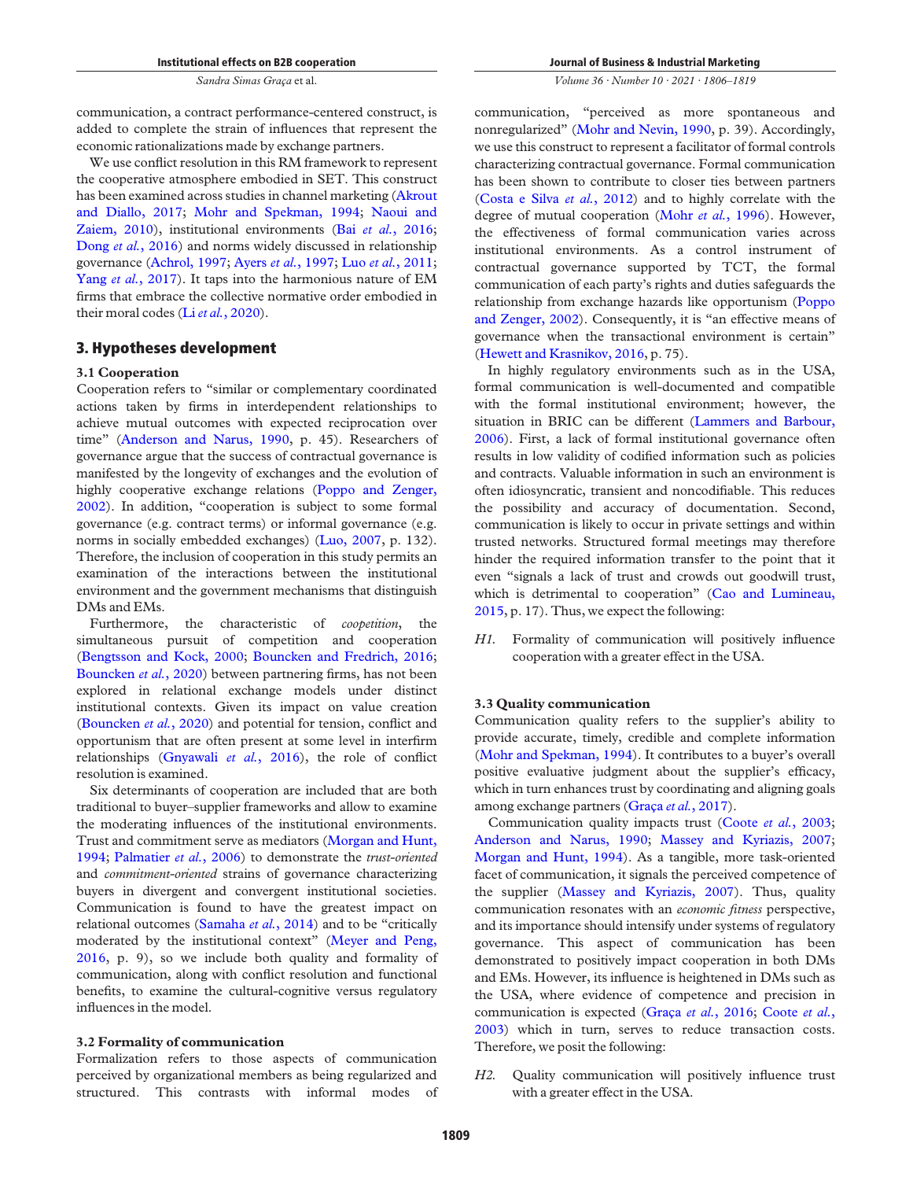communication, a contract performance-centered construct, is added to complete the strain of influences that represent the economic rationalizations made by exchange partners.

We use conflict resolution in this RM framework to represent the cooperative atmosphere embodied in SET. This construct has been examined across studies in channel marketing (Akrout and Diallo, 2017; Mohr and Spekman, 1994; Naoui and Zaiem, 2010), institutional environments (Bai *et al.*, 2016; Dong *et al.*, 2016) and norms widely discussed in relationship governance (Achrol, 1997; Ayers *et al.*, 1997; Luo *et al.*, 2011; Yang *et al.*, 2017). It taps into the harmonious nature of EM firms that embrace the collective normative order embodied in their moral codes (Li *et al.*, 2020).

## 3. Hypotheses development

### 3.1 Cooperation

Cooperation refers to "similar or complementary coordinated actions taken by firms in interdependent relationships to achieve mutual outcomes with expected reciprocation over time" (Anderson and Narus, 1990, p. 45). Researchers of governance argue that the success of contractual governance is manifested by the longevity of exchanges and the evolution of highly cooperative exchange relations (Poppo and Zenger, 2002). In addition, "cooperation is subject to some formal governance (e.g. contract terms) or informal governance (e.g. norms in socially embedded exchanges) (Luo, 2007, p. 132). Therefore, the inclusion of cooperation in this study permits an examination of the interactions between the institutional environment and the government mechanisms that distinguish DMs and EMs.

Furthermore, the characteristic of *coopetition*, the simultaneous pursuit of competition and cooperation (Bengtsson and Kock, 2000; Bouncken and Fredrich, 2016; Bouncken *et al.*, 2020) between partnering firms, has not been explored in relational exchange models under distinct institutional contexts. Given its impact on value creation (Bouncken *et al.*, 2020) and potential for tension, conflict and opportunism that are often present at some level in interfirm relationships (Gnyawali *et al.*, 2016), the role of conflict resolution is examined.

Six determinants of cooperation are included that are both traditional to buyer–supplier frameworks and allow to examine the moderating influences of the institutional environments. Trust and commitment serve as mediators (Morgan and Hunt, 1994; Palmatier *et al.*, 2006) to demonstrate the *trust-oriented* and *commitment-oriented* strains of governance characterizing buyers in divergent and convergent institutional societies. Communication is found to have the greatest impact on relational outcomes (Samaha *et al.*, 2014) and to be "critically moderated by the institutional context" (Meyer and Peng, 2016, p. 9), so we include both quality and formality of communication, along with conflict resolution and functional benefits, to examine the cultural-cognitive versus regulatory influences in the model.

### 3.2 Formality of communication

Formalization refers to those aspects of communication perceived by organizational members as being regularized and structured. This contrasts with informal modes of communication, "perceived as more spontaneous and nonregularized" (Mohr and Nevin, 1990, p. 39). Accordingly, we use this construct to represent a facilitator of formal controls characterizing contractual governance. Formal communication has been shown to contribute to closer ties between partners (Costa e Silva *et al.*, 2012) and to highly correlate with the degree of mutual cooperation (Mohr *et al.*, 1996). However, the effectiveness of formal communication varies across institutional environments. As a control instrument of contractual governance supported by TCT, the formal communication of each party's rights and duties safeguards the relationship from exchange hazards like opportunism (Poppo and Zenger, 2002). Consequently, it is "an effective means of governance when the transactional environment is certain" (Hewett and Krasnikov, 2016, p. 75).

In highly regulatory environments such as in the USA, formal communication is well-documented and compatible with the formal institutional environment; however, the situation in BRIC can be different (Lammers and Barbour, 2006). First, a lack of formal institutional governance often results in low validity of codified information such as policies and contracts. Valuable information in such an environment is often idiosyncratic, transient and noncodifiable. This reduces the possibility and accuracy of documentation. Second, communication is likely to occur in private settings and within trusted networks. Structured formal meetings may therefore hinder the required information transfer to the point that it even "signals a lack of trust and crowds out goodwill trust, which is detrimental to cooperation" (Cao and Lumineau, 2015, p. 17). Thus, we expect the following:

*H1.* Formality of communication will positively influence cooperation with a greater effect in the USA.

### 3.3 Quality communication

Communication quality refers to the supplier's ability to provide accurate, timely, credible and complete information (Mohr and Spekman, 1994). It contributes to a buyer's overall positive evaluative judgment about the supplier's efficacy, which in turn enhances trust by coordinating and aligning goals among exchange partners (Graça *et al.*, 2017).

Communication quality impacts trust (Coote *et al.*, 2003; Anderson and Narus, 1990; Massey and Kyriazis, 2007; Morgan and Hunt, 1994). As a tangible, more task-oriented facet of communication, it signals the perceived competence of the supplier (Massey and Kyriazis, 2007). Thus, quality communication resonates with an *economic fitness* perspective, and its importance should intensify under systems of regulatory governance. This aspect of communication has been demonstrated to positively impact cooperation in both DMs and EMs. However, its influence is heightened in DMs such as the USA, where evidence of competence and precision in communication is expected (Graça *et al.*, 2016; Coote *et al.*, 2003) which in turn, serves to reduce transaction costs. Therefore, we posit the following:

*H2.* Quality communication will positively influence trust with a greater effect in the USA.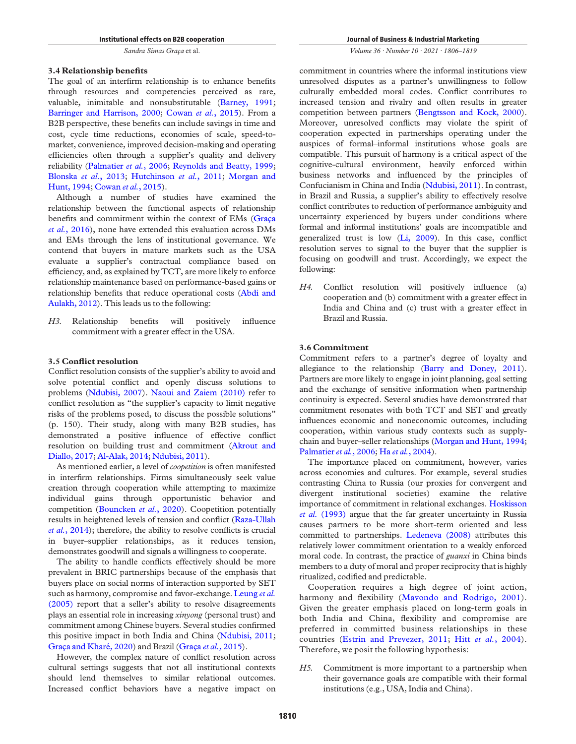### 3.4 Relationship benefits

The goal of an interfirm relationship is to enhance benefits through resources and competencies perceived as rare, valuable, inimitable and nonsubstitutable (Barney, 1991; Barringer and Harrison, 2000; Cowan *et al.*, 2015). From a B2B perspective, these benefits can include savings in time and cost, cycle time reductions, economies of scale, speed-to-market, convenience, improved decision-making and operating efficiencies often through a supplier's quality and delivery reliability (Palmatier *et al.*, 2006; Reynolds and Beatty, 1999; Blonska *et al.*, 2013; Hutchinson *et al.*, 2011; Morgan and Hunt, 1994; Cowan *et al.*, 2015).

Although a number of studies have examined the relationship between the functional aspects of relationship benefits and commitment within the context of EMs (Graça *et al.*, 2016), none have extended this evaluation across DMs and EMs through the lens of institutional governance. We contend that buyers in mature markets such as the USA evaluate a supplier's contractual compliance based on efficiency, and, as explained by TCT, are more likely to enforce relationship maintenance based on performance-based gains or relationship benefits that reduce operational costs (Abdi and Aulakh, 2012). This leads us to the following:

*H3.* Relationship benefits will positively influence commitment with a greater effect in the USA.

### 3.5 Conflict resolution

Conflict resolution consists of the supplier's ability to avoid and solve potential conflict and openly discuss solutions to problems (Ndubisi, 2007). Naoui and Zaiem (2010) refer to conflict resolution as "the supplier's capacity to limit negative risks of the problems posed, to discuss the possible solutions" (p. 150). Their study, along with many B2B studies, has demonstrated a positive influence of effective conflict resolution on building trust and commitment (Akrout and Diallo, 2017; Al-Alak, 2014; Ndubisi, 2011).

As mentioned earlier, a level of *coopetition* is often manifested in interfirm relationships. Firms simultaneously seek value creation through cooperation while attempting to maximize individual gains through opportunistic behavior and competition (Bouncken *et al.*, 2020). Coopetition potentially results in heightened levels of tension and conflict (Raza-Ullah *et al.*, 2014); therefore, the ability to resolve conflicts is crucial in buyer–supplier relationships, as it reduces tension, demonstrates goodwill and signals a willingness to cooperate.

The ability to handle conflicts effectively should be more prevalent in BRIC partnerships because of the emphasis that buyers place on social norms of interaction supported by SET such as harmony, compromise and favor-exchange. Leung *et al.* (2005) report that a seller's ability to resolve disagreements plays an essential role in increasing *xinyong* (personal trust) and commitment among Chinese buyers. Several studies confirmed this positive impact in both India and China (Ndubisi, 2011; Graça and Kharé, 2020) and Brazil (Graça *et al.*, 2015).

However, the complex nature of conflict resolution across cultural settings suggests that not all institutional contexts should lend themselves to similar relational outcomes. Increased conflict behaviors have a negative impact on commitment in countries where the informal institutions view unresolved disputes as a partner's unwillingness to follow culturally embedded moral codes. Conflict contributes to increased tension and rivalry and often results in greater competition between partners (Bengtsson and Kock, 2000). Moreover, unresolved conflicts may violate the spirit of cooperation expected in partnerships operating under the auspices of formal–informal institutions whose goals are compatible. This pursuit of harmony is a critical aspect of the cognitive-cultural environment, heavily enforced within business networks and influenced by the principles of Confucianism in China and India (Ndubisi, 2011). In contrast, in Brazil and Russia, a supplier's ability to effectively resolve conflict contributes to reduction of performance ambiguity and uncertainty experienced by buyers under conditions where formal and informal institutions' goals are incompatible and generalized trust is low (Li, 2009). In this case, conflict resolution serves to signal to the buyer that the supplier is focusing on goodwill and trust. Accordingly, we expect the following:

*H4.* Conflict resolution will positively influence (a) cooperation and (b) commitment with a greater effect in India and China and (c) trust with a greater effect in Brazil and Russia.

### 3.6 Commitment

Commitment refers to a partner's degree of loyalty and allegiance to the relationship (Barry and Doney, 2011). Partners are more likely to engage in joint planning, goal setting and the exchange of sensitive information when partnership continuity is expected. Several studies have demonstrated that commitment resonates with both TCT and SET and greatly influences economic and noneconomic outcomes, including cooperation, within various study contexts such as supply-chain and buyer–seller relationships (Morgan and Hunt, 1994; Palmatier *et al.*, 2006; Ha *et al.*, 2004).

The importance placed on commitment, however, varies across economies and cultures. For example, several studies contrasting China to Russia (our proxies for convergent and divergent institutional societies) examine the relative importance of commitment in relational exchanges. Hoskisson *et al.* (1993) argue that the far greater uncertainty in Russia causes partners to be more short-term oriented and less committed to partnerships. Ledeneva (2008) attributes this relatively lower commitment orientation to a weakly enforced moral code. In contrast, the practice of *guanxi* in China binds members to a duty of moral and proper reciprocity that is highly ritualized, codified and predictable.

Cooperation requires a high degree of joint action, harmony and flexibility (Mavondo and Rodrigo, 2001). Given the greater emphasis placed on long-term goals in both India and China, flexibility and compromise are preferred in committed business relationships in these countries (Estrin and Prevezer, 2011; Hitt *et al.*, 2004). Therefore, we posit the following hypothesis:

*H5.* Commitment is more important to a partnership when their governance goals are compatible with their formal institutions (e.g., USA, India and China).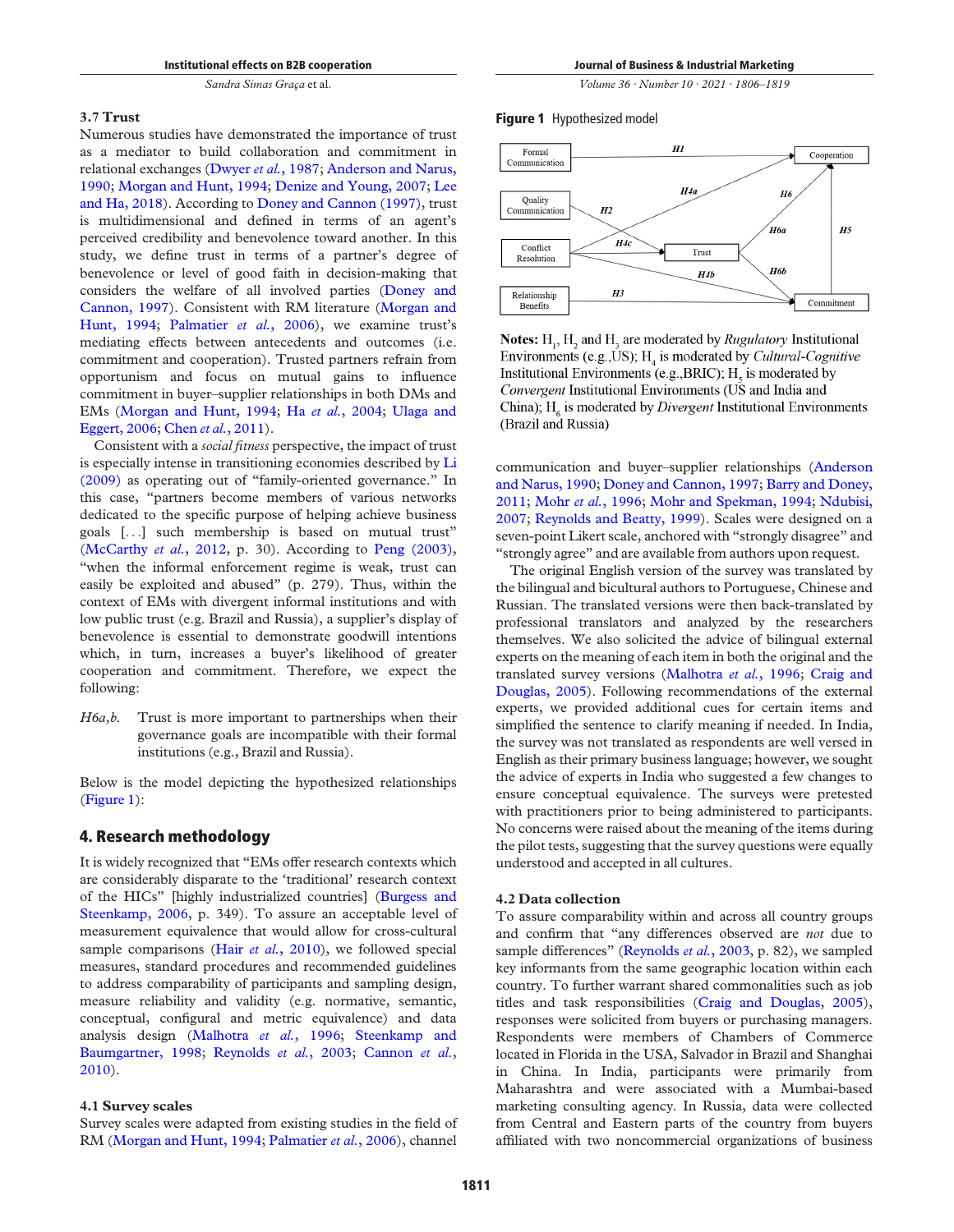### 3.7 Trust

Numerous studies have demonstrated the importance of trust as a mediator to build collaboration and commitment in relational exchanges (Dwyer *et al.*, 1987; Anderson and Narus, 1990; Morgan and Hunt, 1994; Denize and Young, 2007; Lee and Ha, 2018). According to Doney and Cannon (1997), trust is multidimensional and defined in terms of an agent's perceived credibility and benevolence toward another. In this study, we define trust in terms of a partner's degree of benevolence or level of good faith in decision-making that considers the welfare of all involved parties (Doney and Cannon, 1997). Consistent with RM literature (Morgan and Hunt, 1994; Palmatier *et al.*, 2006), we examine trust's mediating effects between antecedents and outcomes (i.e. commitment and cooperation). Trusted partners refrain from opportunism and focus on mutual gains to influence commitment in buyer–supplier relationships in both DMs and EMs (Morgan and Hunt, 1994; Ha *et al.*, 2004; Ulaga and Eggert, 2006; Chen *et al.*, 2011).

Consistent with a *social fitness* perspective, the impact of trust is especially intense in transitioning economies described by Li (2009) as operating out of "family-oriented governance." In this case, "partners become members of various networks dedicated to the specific purpose of helping achieve business goals […] such membership is based on mutual trust" (McCarthy *et al.*, 2012, p. 30). According to Peng (2003), "when the informal enforcement regime is weak, trust can easily be exploited and abused" (p. 279). Thus, within the context of EMs with divergent informal institutions and with low public trust (e.g. Brazil and Russia), a supplier's display of benevolence is essential to demonstrate goodwill intentions which, in turn, increases a buyer's likelihood of greater cooperation and commitment. Therefore, we expect the following:

*H6a,b.* Trust is more important to partnerships when their governance goals are incompatible with their formal institutions (e.g., Brazil and Russia).

Below is the model depicting the hypothesized relationships (Figure 1):

**Figure 1** Hypothesized model

Formal Communication
Quality Communication
Conflict Resolution
Relationship Benefits
Trust
Cooperation
Commitment
H1
H2
H3
H4a
H4b
H4c
H5
H6
H6a
H6b

**Notes:** $H_1$, $H_2$ and $H_3$ are moderated by *Rugulatory* Institutional Environments (e.g.,US); $H_4$ is moderated by *Cultural-Cognitive* Institutional Environments (e.g.,BRIC); $H_5$ is moderated by *Convergent* Institutional Environments (US and India and China); $H_6$ is moderated by *Divergent* Institutional Environments (Brazil and Russia)

## 4. Research methodology

It is widely recognized that "EMs offer research contexts which are considerably disparate to the 'traditional' research context of the HICs" [highly industrialized countries] (Burgess and Steenkamp, 2006, p. 349). To assure an acceptable level of measurement equivalence that would allow for cross-cultural sample comparisons (Hair *et al.*, 2010), we followed special measures, standard procedures and recommended guidelines to address comparability of participants and sampling design, measure reliability and validity (e.g. normative, semantic, conceptual, configural and metric equivalence) and data analysis design (Malhotra *et al.*, 1996; Steenkamp and Baumgartner, 1998; Reynolds *et al.*, 2003; Cannon *et al.*, 2010).

### 4.1 Survey scales

Survey scales were adapted from existing studies in the field of RM (Morgan and Hunt, 1994; Palmatier *et al.*, 2006), channel communication and buyer–supplier relationships (Anderson and Narus, 1990; Doney and Cannon, 1997; Barry and Doney, 2011; Mohr *et al.*, 1996; Mohr and Spekman, 1994; Ndubisi, 2007; Reynolds and Beatty, 1999). Scales were designed on a seven-point Likert scale, anchored with "strongly disagree" and "strongly agree" and are available from authors upon request.

The original English version of the survey was translated by the bilingual and bicultural authors to Portuguese, Chinese and Russian. The translated versions were then back-translated by professional translators and analyzed by the researchers themselves. We also solicited the advice of bilingual external experts on the meaning of each item in both the original and the translated survey versions (Malhotra *et al.*, 1996; Craig and Douglas, 2005). Following recommendations of the external experts, we provided additional cues for certain items and simplified the sentence to clarify meaning if needed. In India, the survey was not translated as respondents are well versed in English as their primary business language; however, we sought the advice of experts in India who suggested a few changes to ensure conceptual equivalence. The surveys were pretested with practitioners prior to being administered to participants. No concerns were raised about the meaning of the items during the pilot tests, suggesting that the survey questions were equally understood and accepted in all cultures.

### 4.2 Data collection

To assure comparability within and across all country groups and confirm that "any differences observed are *not* due to sample differences" (Reynolds *et al.*, 2003, p. 82), we sampled key informants from the same geographic location within each country. To further warrant shared commonalities such as job titles and task responsibilities (Craig and Douglas, 2005), responses were solicited from buyers or purchasing managers. Respondents were members of Chambers of Commerce located in Florida in the USA, Salvador in Brazil and Shanghai in China. In India, participants were primarily from Maharashtra and were associated with a Mumbai-based marketing consulting agency. In Russia, data were collected from Central and Eastern parts of the country from buyers affiliated with two noncommercial organizations of business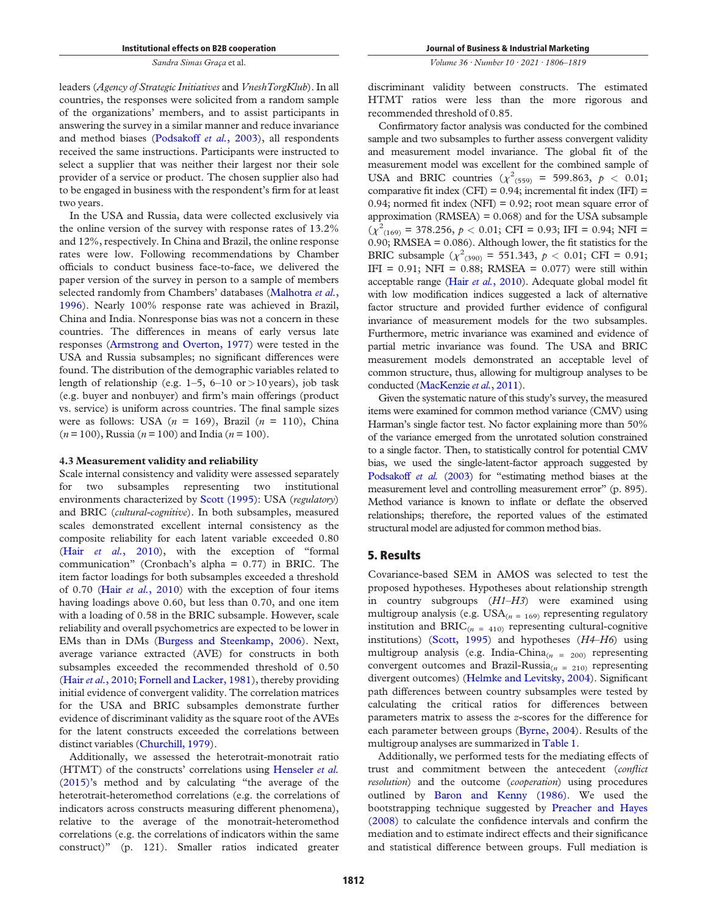leaders (*Agency of Strategic Initiatives* and *VneshTorgKlub*). In all countries, the responses were solicited from a random sample of the organizations' members, and to assist participants in answering the survey in a similar manner and reduce invariance and method biases (Podsakoff *et al.*, 2003), all respondents received the same instructions. Participants were instructed to select a supplier that was neither their largest nor their sole provider of a service or product. The chosen supplier also had to be engaged in business with the respondent's firm for at least two years.

In the USA and Russia, data were collected exclusively via the online version of the survey with response rates of 13.2% and 12%, respectively. In China and Brazil, the online response rates were low. Following recommendations by Chamber officials to conduct business face-to-face, we delivered the paper version of the survey in person to a sample of members selected randomly from Chambers' databases (Malhotra *et al.*, 1996). Nearly 100% response rate was achieved in Brazil, China and India. Nonresponse bias was not a concern in these countries. The differences in means of early versus late responses (Armstrong and Overton, 1977) were tested in the USA and Russia subsamples; no significant differences were found. The distribution of the demographic variables related to length of relationship (e.g. 1–5, 6–10 or >10 years), job task (e.g. buyer and nonbuyer) and firm's main offerings (product vs. service) is uniform across countries. The final sample sizes were as follows: USA ($n$ = 169), Brazil ($n$ = 110), China ($n$ = 100), Russia ($n$ = 100) and India ($n$ = 100).

### 4.3 Measurement validity and reliability

Scale internal consistency and validity were assessed separately for two subsamples representing two institutional environments characterized by Scott (1995): USA (*regulatory*) and BRIC (*cultural-cognitive*). In both subsamples, measured scales demonstrated excellent internal consistency as the composite reliability for each latent variable exceeded 0.80 (Hair *et al.*, 2010), with the exception of "formal communication" (Cronbach's alpha = 0.77) in BRIC. The item factor loadings for both subsamples exceeded a threshold of 0.70 (Hair *et al.*, 2010) with the exception of four items having loadings above 0.60, but less than 0.70, and one item with a loading of 0.58 in the BRIC subsample. However, scale reliability and overall psychometrics are expected to be lower in EMs than in DMs (Burgess and Steenkamp, 2006). Next, average variance extracted (AVE) for constructs in both subsamples exceeded the recommended threshold of 0.50 (Hair *et al.*, 2010; Fornell and Lacker, 1981), thereby providing initial evidence of convergent validity. The correlation matrices for the USA and BRIC subsamples demonstrate further evidence of discriminant validity as the square root of the AVEs for the latent constructs exceeded the correlations between distinct variables (Churchill, 1979).

Additionally, we assessed the heterotrait-monotrait ratio (HTMT) of the constructs' correlations using Henseler *et al.* (2015)'s method and by calculating "the average of the heterotrait-heteromethod correlations (e.g. the correlations of indicators across constructs measuring different phenomena), relative to the average of the monotrait-heteromethod correlations (e.g. the correlations of indicators within the same construct)" (p. 121). Smaller ratios indicated greater discriminant validity between constructs. The estimated HTMT ratios were less than the more rigorous and recommended threshold of 0.85.

Confirmatory factor analysis was conducted for the combined sample and two subsamples to further assess convergent validity and measurement model invariance. The global fit of the measurement model was excellent for the combined sample of USA and BRIC countries ($\chi^2_{(559)}$ = 599.863, $p$ < 0.01; comparative fit index (CFI) = 0.94; incremental fit index (IFI) = 0.94; normed fit index (NFI) = 0.92; root mean square error of approximation (RMSEA) = 0.068) and for the USA subsample ($\chi^2_{(169)}$ = 378.256, $p$ < 0.01; CFI = 0.93; IFI = 0.94; NFI = 0.90; RMSEA = 0.086). Although lower, the fit statistics for the BRIC subsample ($\chi^2_{(390)}$ = 551.343, $p$ < 0.01; CFI = 0.91; IFI = 0.91; NFI = 0.88; RMSEA = 0.077) were still within acceptable range (Hair *et al.*, 2010). Adequate global model fit with low modification indices suggested a lack of alternative factor structure and provided further evidence of configural invariance of measurement models for the two subsamples. Furthermore, metric invariance was examined and evidence of partial metric invariance was found. The USA and BRIC measurement models demonstrated an acceptable level of common structure, thus, allowing for multigroup analyses to be conducted (MacKenzie *et al.*, 2011).

Given the systematic nature of this study's survey, the measured items were examined for common method variance (CMV) using Harman's single factor test. No factor explaining more than 50% of the variance emerged from the unrotated solution constrained to a single factor. Then, to statistically control for potential CMV bias, we used the single-latent-factor approach suggested by Podsakoff *et al.* (2003) for "estimating method biases at the measurement level and controlling measurement error" (p. 895). Method variance is known to inflate or deflate the observed relationships; therefore, the reported values of the estimated structural model are adjusted for common method bias.

## 5. Results

Covariance-based SEM in AMOS was selected to test the proposed hypotheses. Hypotheses about relationship strength in country subgroups (*H1–H3*) were examined using multigroup analysis (e.g. USA$_{(n\ =\ 169)}$ representing regulatory institution and BRIC$_{(n\ =\ 410)}$ representing cultural-cognitive institutions) (Scott, 1995) and hypotheses (*H4–H6*) using multigroup analysis (e.g. India-China$_{(n\ =\ 200)}$ representing convergent outcomes and Brazil-Russia$_{(n\ =\ 210)}$ representing divergent outcomes) (Helmke and Levitsky, 2004). Significant path differences between country subsamples were tested by calculating the critical ratios for differences between parameters matrix to assess the $z$-scores for the difference for each parameter between groups (Byrne, 2004). Results of the multigroup analyses are summarized in Table 1.

Additionally, we performed tests for the mediating effects of trust and commitment between the antecedent (*conflict resolution*) and the outcome (*cooperation*) using procedures outlined by Baron and Kenny (1986). We used the bootstrapping technique suggested by Preacher and Hayes (2008) to calculate the confidence intervals and confirm the mediation and to estimate indirect effects and their significance and statistical difference between groups. Full mediation is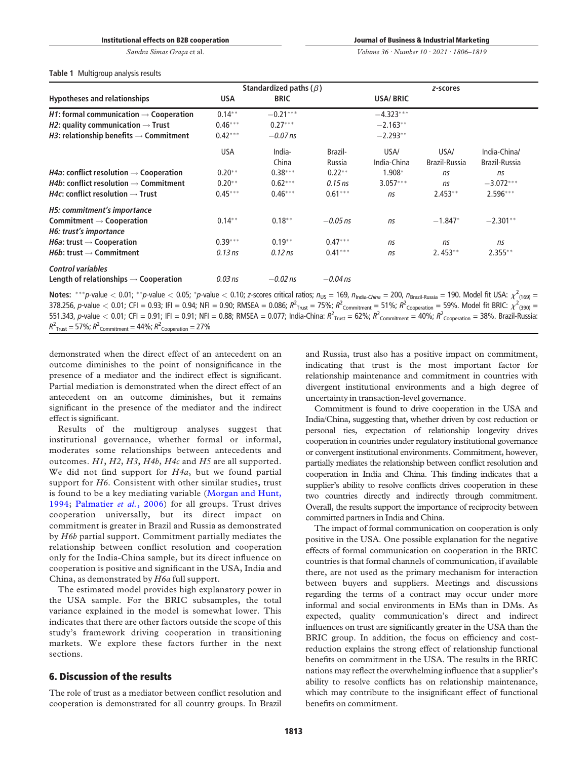**Table 1** Multigroup analysis results

| Hypotheses and relationships | Standardized paths (β) USA | BRIC | | z-scores USA/ BRIC | | |
|---|---|---|---|---|---|---|
| *H1*: formal communication → Cooperation | 0.14** | −0.21*** | | −4.323*** | | |
| *H2*: quality communication → Trust | 0.46*** | 0.27*** | | −2.163** | | |
| *H3*: relationship benefits → Commitment | 0.42*** | *−0.07 ns* | | −2.293** | | |
| | USA | India-China | Brazil-Russia | USA/ India-China | USA/ Brazil-Russia | India-China/ Brazil-Russia |
| *H4a*: conflict resolution → Cooperation | 0.20** | 0.38*** | 0.22** | 1.908* | *ns* | *ns* |
| *H4b*: conflict resolution → Commitment | 0.20** | 0.62*** | *0.15 ns* | 3.057*** | *ns* | −3.072*** |
| *H4c*: conflict resolution → Trust | 0.45*** | 0.46*** | 0.61*** | *ns* | 2.453** | 2.596*** |
| ***H5: commitment's importance*** | | | | | | |
| Commitment → Cooperation | 0.14** | 0.18** | *−0.05 ns* | *ns* | −1.847* | −2.301** |
| ***H6: trust's importance*** | | | | | | |
| *H6a*: trust → Cooperation | 0.39*** | 0.19** | 0.47*** | *ns* | *ns* | *ns* |
| *H6b*: trust → Commitment | *0.13 ns* | *0.12 ns* | 0.41*** | *ns* | 2. 453** | 2.355** |
| ***Control variables*** | | | | | | |
| Length of relationships → Cooperation | *0.03 ns* | *−0.02 ns* | *−0.04 ns* | | | |

**Notes:** ***p-value < 0.01; **p-value < 0.05; *p-value < 0.10; z-scores critical ratios; $n_{US} = 169$, $n_{India\text{-}China} = 200$, $n_{Brazil\text{-}Russia} = 190$. Model fit USA: $\chi^2_{(169)} = 378.256$, p-value < 0.01; CFI = 0.93; IFI = 0.94; NFI = 0.90; RMSEA = 0.086; $R^2_{Trust} = 75\%$; $R^2_{Commitment} = 51\%$; $R^2_{Cooperation} = 59\%$. Model fit BRIC: $\chi^2_{(390)} = 551.343$, p-value < 0.01; CFI = 0.91; IFI = 0.91; NFI = 0.88; RMSEA = 0.077; India-China: $R^2_{Trust} = 62\%$; $R^2_{Commitment} = 40\%$; $R^2_{Cooperation} = 38\%$. Brazil-Russia: $R^2_{Trust} = 57\%$; $R^2_{Commitment} = 44\%$; $R^2_{Cooperation} = 27\%$

demonstrated when the direct effect of an antecedent on an outcome diminishes to the point of nonsignificance in the presence of a mediator and the indirect effect is significant. Partial mediation is demonstrated when the direct effect of an antecedent on an outcome diminishes, but it remains significant in the presence of the mediator and the indirect effect is significant.

Results of the multigroup analyses suggest that institutional governance, whether formal or informal, moderates some relationships between antecedents and outcomes. *H1*, *H2*, *H3*, *H4b*, *H4c* and *H5* are all supported. We did not find support for *H4a*, but we found partial support for *H6*. Consistent with other similar studies, trust is found to be a key mediating variable (Morgan and Hunt, 1994; Palmatier *et al.*, 2006) for all groups. Trust drives cooperation universally, but its direct impact on commitment is greater in Brazil and Russia as demonstrated by *H6b* partial support. Commitment partially mediates the relationship between conflict resolution and cooperation only for the India-China sample, but its direct influence on cooperation is positive and significant in the USA, India and China, as demonstrated by *H6a* full support.

The estimated model provides high explanatory power in the USA sample. For the BRIC subsamples, the total variance explained in the model is somewhat lower. This indicates that there are other factors outside the scope of this study's framework driving cooperation in transitioning markets. We explore these factors further in the next sections.

## 6. Discussion of the results

The role of trust as a mediator between conflict resolution and cooperation is demonstrated for all country groups. In Brazil and Russia, trust also has a positive impact on commitment, indicating that trust is the most important factor for relationship maintenance and commitment in countries with divergent institutional environments and a high degree of uncertainty in transaction-level governance.

Commitment is found to drive cooperation in the USA and India/China, suggesting that, whether driven by cost reduction or personal ties, expectation of relationship longevity drives cooperation in countries under regulatory institutional governance or convergent institutional environments. Commitment, however, partially mediates the relationship between conflict resolution and cooperation in India and China. This finding indicates that a supplier's ability to resolve conflicts drives cooperation in these two countries directly and indirectly through commitment. Overall, the results support the importance of reciprocity between committed partners in India and China.

The impact of formal communication on cooperation is only positive in the USA. One possible explanation for the negative effects of formal communication on cooperation in the BRIC countries is that formal channels of communication, if available there, are not used as the primary mechanism for interaction between buyers and suppliers. Meetings and discussions regarding the terms of a contract may occur under more informal and social environments in EMs than in DMs. As expected, quality communication's direct and indirect influences on trust are significantly greater in the USA than the BRIC group. In addition, the focus on efficiency and cost-reduction explains the strong effect of relationship functional benefits on commitment in the USA. The results in the BRIC nations may reflect the overwhelming influence that a supplier's ability to resolve conflicts has on relationship maintenance, which may contribute to the insignificant effect of functional benefits on commitment.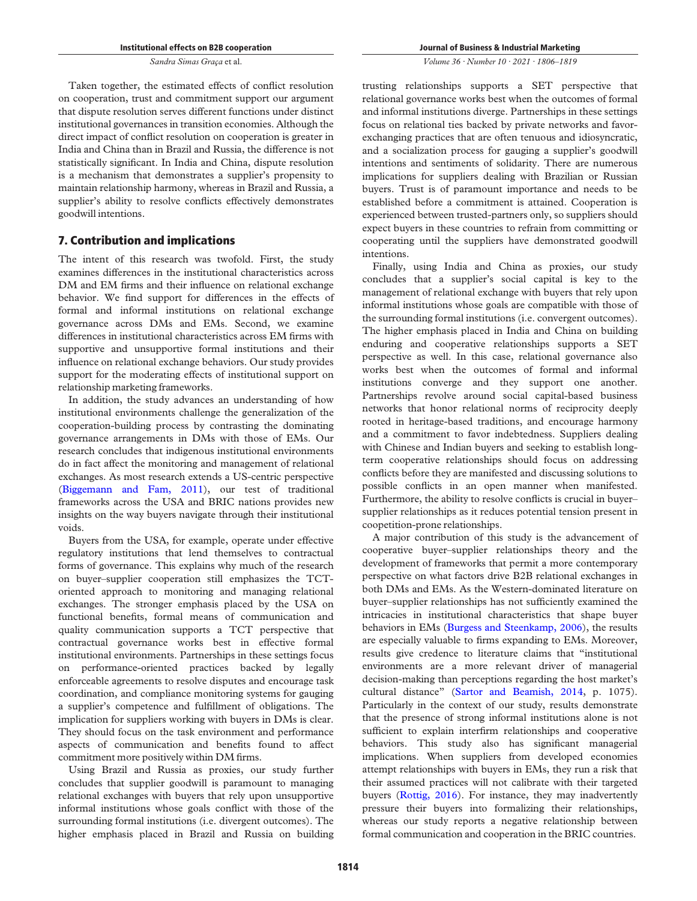Taken together, the estimated effects of conflict resolution on cooperation, trust and commitment support our argument that dispute resolution serves different functions under distinct institutional governances in transition economies. Although the direct impact of conflict resolution on cooperation is greater in India and China than in Brazil and Russia, the difference is not statistically significant. In India and China, dispute resolution is a mechanism that demonstrates a supplier's propensity to maintain relationship harmony, whereas in Brazil and Russia, a supplier's ability to resolve conflicts effectively demonstrates goodwill intentions.

## 7. Contribution and implications

The intent of this research was twofold. First, the study examines differences in the institutional characteristics across DM and EM firms and their influence on relational exchange behavior. We find support for differences in the effects of formal and informal institutions on relational exchange governance across DMs and EMs. Second, we examine differences in institutional characteristics across EM firms with supportive and unsupportive formal institutions and their influence on relational exchange behaviors. Our study provides support for the moderating effects of institutional support on relationship marketing frameworks.

In addition, the study advances an understanding of how institutional environments challenge the generalization of the cooperation-building process by contrasting the dominating governance arrangements in DMs with those of EMs. Our research concludes that indigenous institutional environments do in fact affect the monitoring and management of relational exchanges. As most research extends a US-centric perspective (Biggemann and Fam, 2011), our test of traditional frameworks across the USA and BRIC nations provides new insights on the way buyers navigate through their institutional voids.

Buyers from the USA, for example, operate under effective regulatory institutions that lend themselves to contractual forms of governance. This explains why much of the research on buyer–supplier cooperation still emphasizes the TCT-oriented approach to monitoring and managing relational exchanges. The stronger emphasis placed by the USA on functional benefits, formal means of communication and quality communication supports a TCT perspective that contractual governance works best in effective formal institutional environments. Partnerships in these settings focus on performance-oriented practices backed by legally enforceable agreements to resolve disputes and encourage task coordination, and compliance monitoring systems for gauging a supplier's competence and fulfillment of obligations. The implication for suppliers working with buyers in DMs is clear. They should focus on the task environment and performance aspects of communication and benefits found to affect commitment more positively within DM firms.

Using Brazil and Russia as proxies, our study further concludes that supplier goodwill is paramount to managing relational exchanges with buyers that rely upon unsupportive informal institutions whose goals conflict with those of the surrounding formal institutions (i.e. divergent outcomes). The higher emphasis placed in Brazil and Russia on building trusting relationships supports a SET perspective that relational governance works best when the outcomes of formal and informal institutions diverge. Partnerships in these settings focus on relational ties backed by private networks and favor-exchanging practices that are often tenuous and idiosyncratic, and a socialization process for gauging a supplier's goodwill intentions and sentiments of solidarity. There are numerous implications for suppliers dealing with Brazilian or Russian buyers. Trust is of paramount importance and needs to be established before a commitment is attained. Cooperation is experienced between trusted-partners only, so suppliers should expect buyers in these countries to refrain from committing or cooperating until the suppliers have demonstrated goodwill intentions.

Finally, using India and China as proxies, our study concludes that a supplier's social capital is key to the management of relational exchange with buyers that rely upon informal institutions whose goals are compatible with those of the surrounding formal institutions (i.e. convergent outcomes). The higher emphasis placed in India and China on building enduring and cooperative relationships supports a SET perspective as well. In this case, relational governance also works best when the outcomes of formal and informal institutions converge and they support one another. Partnerships revolve around social capital-based business networks that honor relational norms of reciprocity deeply rooted in heritage-based traditions, and encourage harmony and a commitment to favor indebtedness. Suppliers dealing with Chinese and Indian buyers and seeking to establish long-term cooperative relationships should focus on addressing conflicts before they are manifested and discussing solutions to possible conflicts in an open manner when manifested. Furthermore, the ability to resolve conflicts is crucial in buyer–supplier relationships as it reduces potential tension present in coopetition-prone relationships.

A major contribution of this study is the advancement of cooperative buyer–supplier relationships theory and the development of frameworks that permit a more contemporary perspective on what factors drive B2B relational exchanges in both DMs and EMs. As the Western-dominated literature on buyer–supplier relationships has not sufficiently examined the intricacies in institutional characteristics that shape buyer behaviors in EMs (Burgess and Steenkamp, 2006), the results are especially valuable to firms expanding to EMs. Moreover, results give credence to literature claims that "institutional environments are a more relevant driver of managerial decision-making than perceptions regarding the host market's cultural distance" (Sartor and Beamish, 2014, p. 1075). Particularly in the context of our study, results demonstrate that the presence of strong informal institutions alone is not sufficient to explain interfirm relationships and cooperative behaviors. This study also has significant managerial implications. When suppliers from developed economies attempt relationships with buyers in EMs, they run a risk that their assumed practices will not calibrate with their targeted buyers (Rottig, 2016). For instance, they may inadvertently pressure their buyers into formalizing their relationships, whereas our study reports a negative relationship between formal communication and cooperation in the BRIC countries.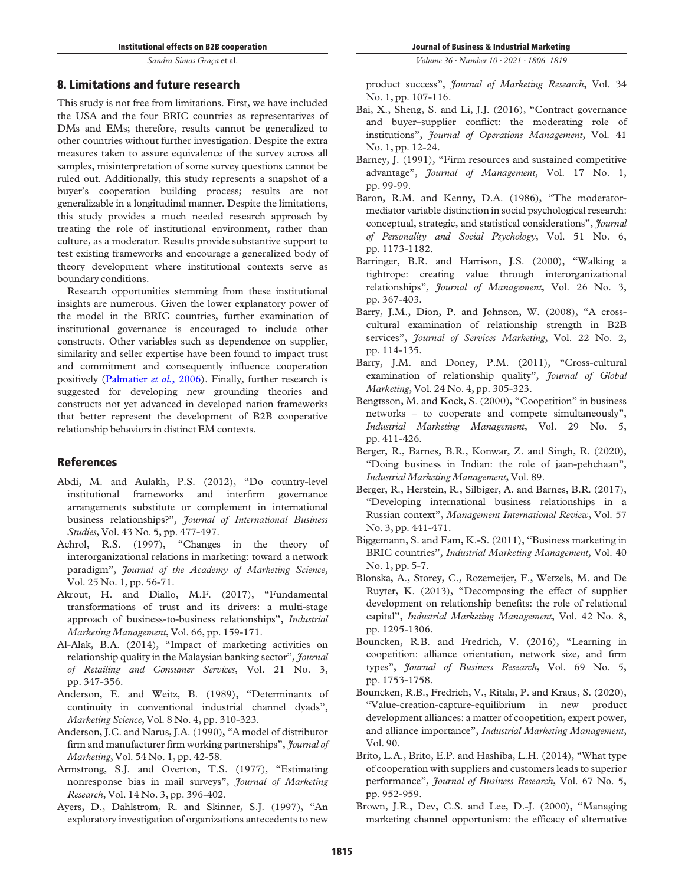## 8. Limitations and future research

This study is not free from limitations. First, we have included the USA and the four BRIC countries as representatives of DMs and EMs; therefore, results cannot be generalized to other countries without further investigation. Despite the extra measures taken to assure equivalence of the survey across all samples, misinterpretation of some survey questions cannot be ruled out. Additionally, this study represents a snapshot of a buyer's cooperation building process; results are not generalizable in a longitudinal manner. Despite the limitations, this study provides a much needed research approach by treating the role of institutional environment, rather than culture, as a moderator. Results provide substantive support to test existing frameworks and encourage a generalized body of theory development where institutional contexts serve as boundary conditions.

Research opportunities stemming from these institutional insights are numerous. Given the lower explanatory power of the model in the BRIC countries, further examination of institutional governance is encouraged to include other constructs. Other variables such as dependence on supplier, similarity and seller expertise have been found to impact trust and commitment and consequently influence cooperation positively (Palmatier *et al.*, 2006). Finally, further research is suggested for developing new grounding theories and constructs not yet advanced in developed nation frameworks that better represent the development of B2B cooperative relationship behaviors in distinct EM contexts.

## References

Abdi, M. and Aulakh, P.S. (2012), "Do country-level institutional frameworks and interfirm governance arrangements substitute or complement in international business relationships?", *Journal of International Business Studies*, Vol. 43 No. 5, pp. 477-497.

Achrol, R.S. (1997), "Changes in the theory of interorganizational relations in marketing: toward a network paradigm", *Journal of the Academy of Marketing Science*, Vol. 25 No. 1, pp. 56-71.

Akrout, H. and Diallo, M.F. (2017), "Fundamental transformations of trust and its drivers: a multi-stage approach of business-to-business relationships", *Industrial Marketing Management*, Vol. 66, pp. 159-171.

Al-Alak, B.A. (2014), "Impact of marketing activities on relationship quality in the Malaysian banking sector", *Journal of Retailing and Consumer Services*, Vol. 21 No. 3, pp. 347-356.

Anderson, E. and Weitz, B. (1989), "Determinants of continuity in conventional industrial channel dyads", *Marketing Science*, Vol. 8 No. 4, pp. 310-323.

Anderson, J.C. and Narus, J.A. (1990), "A model of distributor firm and manufacturer firm working partnerships", *Journal of Marketing*, Vol. 54 No. 1, pp. 42-58.

Armstrong, S.J. and Overton, T.S. (1977), "Estimating nonresponse bias in mail surveys", *Journal of Marketing Research*, Vol. 14 No. 3, pp. 396-402.

Ayers, D., Dahlstrom, R. and Skinner, S.J. (1997), "An exploratory investigation of organizations antecedents to new product success", *Journal of Marketing Research*, Vol. 34 No. 1, pp. 107-116.

Bai, X., Sheng, S. and Li, J.J. (2016), "Contract governance and buyer–supplier conflict: the moderating role of institutions", *Journal of Operations Management*, Vol. 41 No. 1, pp. 12-24.

Barney, J. (1991), "Firm resources and sustained competitive advantage", *Journal of Management*, Vol. 17 No. 1, pp. 99-99.

Baron, R.M. and Kenny, D.A. (1986), "The moderator-mediator variable distinction in social psychological research: conceptual, strategic, and statistical considerations", *Journal of Personality and Social Psychology*, Vol. 51 No. 6, pp. 1173-1182.

Barringer, B.R. and Harrison, J.S. (2000), "Walking a tightrope: creating value through interorganizational relationships", *Journal of Management*, Vol. 26 No. 3, pp. 367-403.

Barry, J.M., Dion, P. and Johnson, W. (2008), "A cross-cultural examination of relationship strength in B2B services", *Journal of Services Marketing*, Vol. 22 No. 2, pp. 114-135.

Barry, J.M. and Doney, P.M. (2011), "Cross-cultural examination of relationship quality", *Journal of Global Marketing*, Vol. 24 No. 4, pp. 305-323.

Bengtsson, M. and Kock, S. (2000), "“Coopetition” in business networks – to cooperate and compete simultaneously", *Industrial Marketing Management*, Vol. 29 No. 5, pp. 411-426.

Berger, R., Barnes, B.R., Konwar, Z. and Singh, R. (2020), "Doing business in Indian: the role of jaan-pehchaan", *Industrial Marketing Management*, Vol. 89.

Berger, R., Herstein, R., Silbiger, A. and Barnes, B.R. (2017), "Developing international business relationships in a Russian context", *Management International Review*, Vol. 57 No. 3, pp. 441-471.

Biggemann, S. and Fam, K.-S. (2011), "Business marketing in BRIC countries", *Industrial Marketing Management*, Vol. 40 No. 1, pp. 5-7.

Blonska, A., Storey, C., Rozemeijer, F., Wetzels, M. and De Ruyter, K. (2013), "Decomposing the effect of supplier development on relationship benefits: the role of relational capital", *Industrial Marketing Management*, Vol. 42 No. 8, pp. 1295-1306.

Bouncken, R.B. and Fredrich, V. (2016), "Learning in coopetition: alliance orientation, network size, and firm types", *Journal of Business Research*, Vol. 69 No. 5, pp. 1753-1758.

Bouncken, R.B., Fredrich, V., Ritala, P. and Kraus, S. (2020), "Value-creation-capture-equilibrium in new product development alliances: a matter of coopetition, expert power, and alliance importance", *Industrial Marketing Management*, Vol. 90.

Brito, L.A., Brito, E.P. and Hashiba, L.H. (2014), "What type of cooperation with suppliers and customers leads to superior performance?", *Journal of Business Research*, Vol. 67 No. 5, pp. 952-959.

Brown, J.R., Dev, C.S. and Lee, D.-J. (2000), "Managing marketing channel opportunism: the efficacy of alternative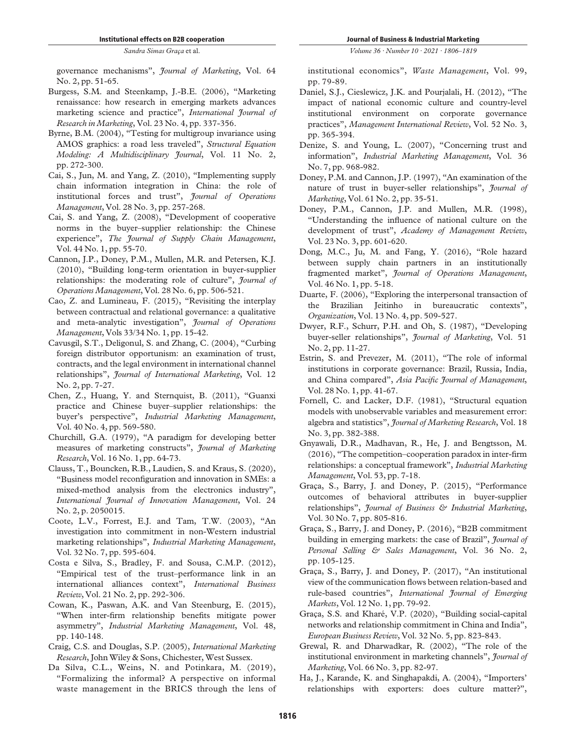governance mechanisms", *Journal of Marketing*, Vol. 64 No. 2, pp. 51-65.

Burgess, S.M. and Steenkamp, J.-B.E. (2006), "Marketing renaissance: how research in emerging markets advances marketing science and practice", *International Journal of Research in Marketing*, Vol. 23 No. 4, pp. 337-356.

Byrne, B.M. (2004), "Testing for multigroup invariance using AMOS graphics: a road less traveled", *Structural Equation Modeling: A Multidisciplinary Journal*, Vol. 11 No. 2, pp. 272-300.

Cai, S., Jun, M. and Yang, Z. (2010), "Implementing supply chain information integration in China: the role of institutional forces and trust", *Journal of Operations Management*, Vol. 28 No. 3, pp. 257-268.

Cai, S. and Yang, Z. (2008), "Development of cooperative norms in the buyer–supplier relationship: the Chinese experience", *The Journal of Supply Chain Management*, Vol. 44 No. 1, pp. 55-70.

Cannon, J.P., Doney, P.M., Mullen, M.R. and Petersen, K.J. (2010), "Building long-term orientation in buyer-supplier relationships: the moderating role of culture", *Journal of Operations Management*, Vol. 28 No. 6, pp. 506-521.

Cao, Z. and Lumineau, F. (2015), "Revisiting the interplay between contractual and relational governance: a qualitative and meta-analytic investigation", *Journal of Operations Management*, Vols 33/34 No. 1, pp. 15-42.

Cavusgil, S.T., Deligonul, S. and Zhang, C. (2004), "Curbing foreign distributor opportunism: an examination of trust, contracts, and the legal environment in international channel relationships", *Journal of International Marketing*, Vol. 12 No. 2, pp. 7-27.

Chen, Z., Huang, Y. and Sternquist, B. (2011), "Guanxi practice and Chinese buyer–supplier relationships: the buyer's perspective", *Industrial Marketing Management*, Vol. 40 No. 4, pp. 569-580.

Churchill, G.A. (1979), "A paradigm for developing better measures of marketing constructs", *Journal of Marketing Research*, Vol. 16 No. 1, pp. 64-73.

Clauss, T., Bouncken, R.B., Laudien, S. and Kraus, S. (2020), "Business model reconfiguration and innovation in SMEs: a mixed-method analysis from the electronics industry", *International Journal of Innovation Management*, Vol. 24 No. 2, p. 2050015.

Coote, L.V., Forrest, E.J. and Tam, T.W. (2003), "An investigation into commitment in non-Western industrial marketing relationships", *Industrial Marketing Management*, Vol. 32 No. 7, pp. 595-604.

Costa e Silva, S., Bradley, F. and Sousa, C.M.P. (2012), "Empirical test of the trust–performance link in an international alliances context", *International Business Review*, Vol. 21 No. 2, pp. 292-306.

Cowan, K., Paswan, A.K. and Van Steenburg, E. (2015), "When inter-firm relationship benefits mitigate power asymmetry", *Industrial Marketing Management*, Vol. 48, pp. 140-148.

Craig, C.S. and Douglas, S.P. (2005), *International Marketing Research*, John Wiley & Sons, Chichester, West Sussex.

Da Silva, C.L., Weins, N. and Potinkara, M. (2019), "Formalizing the informal? A perspective on informal waste management in the BRICS through the lens of institutional economics", *Waste Management*, Vol. 99, pp. 79-89.

Daniel, S.J., Cieslewicz, J.K. and Pourjalali, H. (2012), "The impact of national economic culture and country-level institutional environment on corporate governance practices", *Management International Review*, Vol. 52 No. 3, pp. 365-394.

Denize, S. and Young, L. (2007), "Concerning trust and information", *Industrial Marketing Management*, Vol. 36 No. 7, pp. 968-982.

Doney, P.M. and Cannon, J.P. (1997), "An examination of the nature of trust in buyer-seller relationships", *Journal of Marketing*, Vol. 61 No. 2, pp. 35-51.

Doney, P.M., Cannon, J.P. and Mullen, M.R. (1998), "Understanding the influence of national culture on the development of trust", *Academy of Management Review*, Vol. 23 No. 3, pp. 601-620.

Dong, M.C., Ju, M. and Fang, Y. (2016), "Role hazard between supply chain partners in an institutionally fragmented market", *Journal of Operations Management*, Vol. 46 No. 1, pp. 5-18.

Duarte, F. (2006), "Exploring the interpersonal transaction of the Brazilian Jeitinho in bureaucratic contexts", *Organization*, Vol. 13 No. 4, pp. 509-527.

Dwyer, R.F., Schurr, P.H. and Oh, S. (1987), "Developing buyer-seller relationships", *Journal of Marketing*, Vol. 51 No. 2, pp. 11-27.

Estrin, S. and Prevezer, M. (2011), "The role of informal institutions in corporate governance: Brazil, Russia, India, and China compared", *Asia Pacific Journal of Management*, Vol. 28 No. 1, pp. 41-67.

Fornell, C. and Lacker, D.F. (1981), "Structural equation models with unobservable variables and measurement error: algebra and statistics", *Journal of Marketing Research*, Vol. 18 No. 3, pp. 382-388.

Gnyawali, D.R., Madhavan, R., He, J. and Bengtsson, M. (2016), "The competition–cooperation paradox in inter-firm relationships: a conceptual framework", *Industrial Marketing Management*, Vol. 53, pp. 7-18.

Graça, S., Barry, J. and Doney, P. (2015), "Performance outcomes of behavioral attributes in buyer-supplier relationships", *Journal of Business & Industrial Marketing*, Vol. 30 No. 7, pp. 805-816.

Graça, S., Barry, J. and Doney, P. (2016), "B2B commitment building in emerging markets: the case of Brazil", *Journal of Personal Selling & Sales Management*, Vol. 36 No. 2, pp. 105-125.

Graça, S., Barry, J. and Doney, P. (2017), "An institutional view of the communication flows between relation-based and rule-based countries", *International Journal of Emerging Markets*, Vol. 12 No. 1, pp. 79-92.

Graça, S.S. and Kharé, V.P. (2020), "Building social-capital networks and relationship commitment in China and India", *European Business Review*, Vol. 32 No. 5, pp. 823-843.

Grewal, R. and Dharwadkar, R. (2002), "The role of the institutional environment in marketing channels", *Journal of Marketing*, Vol. 66 No. 3, pp. 82-97.

Ha, J., Karande, K. and Singhapakdi, A. (2004), "Importers' relationships with exporters: does culture matter?",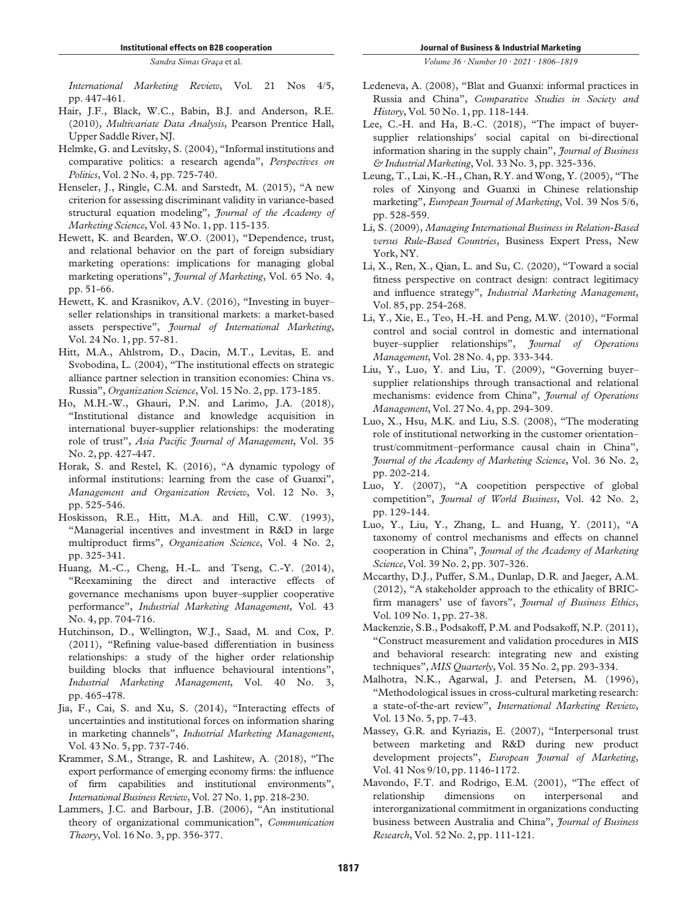*International Marketing Review*, Vol. 21 Nos 4/5, pp. 447-461.

Hair, J.F., Black, W.C., Babin, B.J. and Anderson, R.E. (2010), *Multivariate Data Analysis*, Pearson Prentice Hall, Upper Saddle River, NJ.

Helmke, G. and Levitsky, S. (2004), "Informal institutions and comparative politics: a research agenda", *Perspectives on Politics*, Vol. 2 No. 4, pp. 725-740.

Henseler, J., Ringle, C.M. and Sarstedt, M. (2015), "A new criterion for assessing discriminant validity in variance-based structural equation modeling", *Journal of the Academy of Marketing Science*, Vol. 43 No. 1, pp. 115-135.

Hewett, K. and Bearden, W.O. (2001), "Dependence, trust, and relational behavior on the part of foreign subsidiary marketing operations: implications for managing global marketing operations", *Journal of Marketing*, Vol. 65 No. 4, pp. 51-66.

Hewett, K. and Krasnikov, A.V. (2016), "Investing in buyer–seller relationships in transitional markets: a market-based assets perspective", *Journal of International Marketing*, Vol. 24 No. 1, pp. 57-81.

Hitt, M.A., Ahlstrom, D., Dacin, M.T., Levitas, E. and Svobodina, L. (2004), "The institutional effects on strategic alliance partner selection in transition economies: China vs. Russia", *Organization Science*, Vol. 15 No. 2, pp. 173-185.

Ho, M.H.-W., Ghauri, P.N. and Larimo, J.A. (2018), "Institutional distance and knowledge acquisition in international buyer-supplier relationships: the moderating role of trust", *Asia Pacific Journal of Management*, Vol. 35 No. 2, pp. 427-447.

Horak, S. and Restel, K. (2016), "A dynamic typology of informal institutions: learning from the case of Guanxi", *Management and Organization Review*, Vol. 12 No. 3, pp. 525-546.

Hoskisson, R.E., Hitt, M.A. and Hill, C.W. (1993), "Managerial incentives and investment in R&D in large multiproduct firms", *Organization Science*, Vol. 4 No. 2, pp. 325-341.

Huang, M.-C., Cheng, H.-L. and Tseng, C.-Y. (2014), "Reexamining the direct and interactive effects of governance mechanisms upon buyer–supplier cooperative performance", *Industrial Marketing Management*, Vol. 43 No. 4, pp. 704-716.

Hutchinson, D., Wellington, W.J., Saad, M. and Cox, P. (2011), "Refining value-based differentiation in business relationships: a study of the higher order relationship building blocks that influence behavioural intentions", *Industrial Marketing Management*, Vol. 40 No. 3, pp. 465-478.

Jia, F., Cai, S. and Xu, S. (2014), "Interacting effects of uncertainties and institutional forces on information sharing in marketing channels", *Industrial Marketing Management*, Vol. 43 No. 5, pp. 737-746.

Krammer, S.M., Strange, R. and Lashitew, A. (2018), "The export performance of emerging economy firms: the influence of firm capabilities and institutional environments", *International Business Review*, Vol. 27 No. 1, pp. 218-230.

Lammers, J.C. and Barbour, J.B. (2006), "An institutional theory of organizational communication", *Communication Theory*, Vol. 16 No. 3, pp. 356-377.

Ledeneva, A. (2008), "Blat and Guanxi: informal practices in Russia and China", *Comparative Studies in Society and History*, Vol. 50 No. 1, pp. 118-144.

Lee, C.-H. and Ha, B.-C. (2018), "The impact of buyer-supplier relationships' social capital on bi-directional information sharing in the supply chain", *Journal of Business & Industrial Marketing*, Vol. 33 No. 3, pp. 325-336.

Leung, T., Lai, K.-H., Chan, R.Y. and Wong, Y. (2005), "The roles of Xinyong and Guanxi in Chinese relationship marketing", *European Journal of Marketing*, Vol. 39 Nos 5/6, pp. 528-559.

Li, S. (2009), *Managing International Business in Relation-Based versus Rule-Based Countries*, Business Expert Press, New York, NY.

Li, X., Ren, X., Qian, L. and Su, C. (2020), "Toward a social fitness perspective on contract design: contract legitimacy and influence strategy", *Industrial Marketing Management*, Vol. 85, pp. 254-268.

Li, Y., Xie, E., Teo, H.-H. and Peng, M.W. (2010), "Formal control and social control in domestic and international buyer–supplier relationships", *Journal of Operations Management*, Vol. 28 No. 4, pp. 333-344.

Liu, Y., Luo, Y. and Liu, T. (2009), "Governing buyer–supplier relationships through transactional and relational mechanisms: evidence from China", *Journal of Operations Management*, Vol. 27 No. 4, pp. 294-309.

Luo, X., Hsu, M.K. and Liu, S.S. (2008), "The moderating role of institutional networking in the customer orientation–trust/commitment–performance causal chain in China", *Journal of the Academy of Marketing Science*, Vol. 36 No. 2, pp. 202-214.

Luo, Y. (2007), "A coopetition perspective of global competition", *Journal of World Business*, Vol. 42 No. 2, pp. 129-144.

Luo, Y., Liu, Y., Zhang, L. and Huang, Y. (2011), "A taxonomy of control mechanisms and effects on channel cooperation in China", *Journal of the Academy of Marketing Science*, Vol. 39 No. 2, pp. 307-326.

Mccarthy, D.J., Puffer, S.M., Dunlap, D.R. and Jaeger, A.M. (2012), "A stakeholder approach to the ethicality of BRIC-firm managers' use of favors", *Journal of Business Ethics*, Vol. 109 No. 1, pp. 27-38.

Mackenzie, S.B., Podsakoff, P.M. and Podsakoff, N.P. (2011), "Construct measurement and validation procedures in MIS and behavioral research: integrating new and existing techniques", *MIS Quarterly*, Vol. 35 No. 2, pp. 293-334.

Malhotra, N.K., Agarwal, J. and Petersen, M. (1996), "Methodological issues in cross-cultural marketing research: a state-of-the-art review", *International Marketing Review*, Vol. 13 No. 5, pp. 7-43.

Massey, G.R. and Kyriazis, E. (2007), "Interpersonal trust between marketing and R&D during new product development projects", *European Journal of Marketing*, Vol. 41 Nos 9/10, pp. 1146-1172.

Mavondo, F.T. and Rodrigo, E.M. (2001), "The effect of relationship dimensions on interpersonal and interorganizational commitment in organizations conducting business between Australia and China", *Journal of Business Research*, Vol. 52 No. 2, pp. 111-121.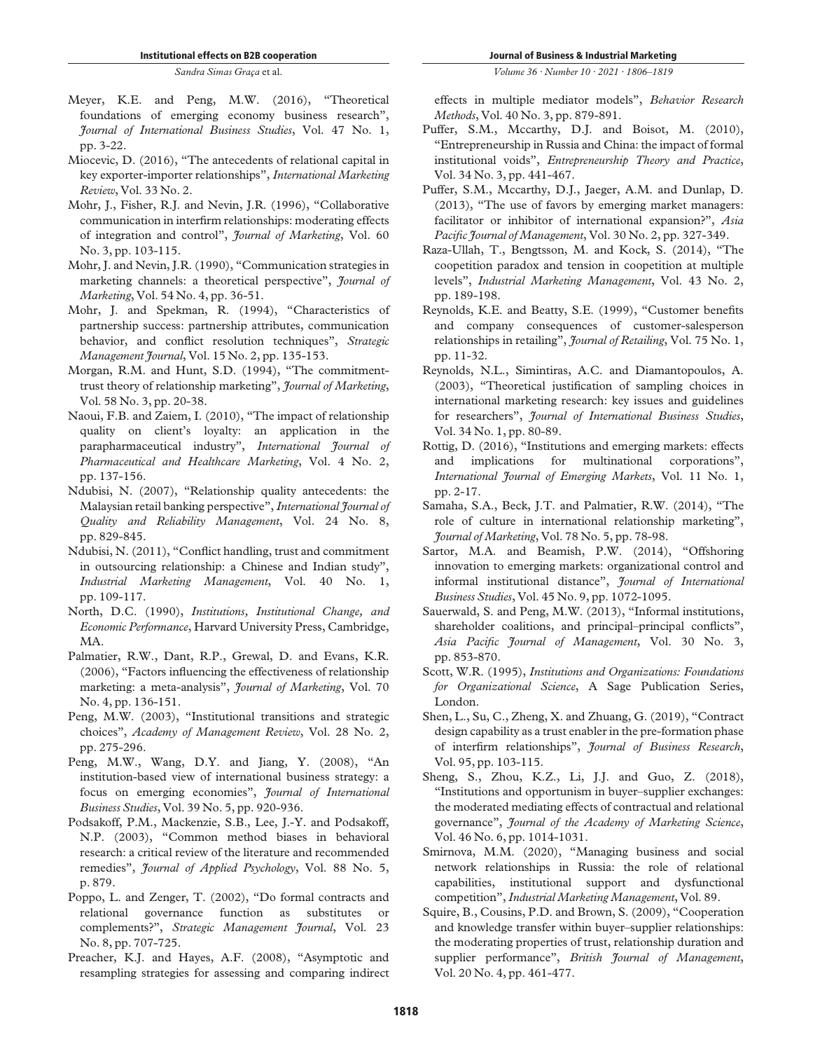Meyer, K.E. and Peng, M.W. (2016), "Theoretical foundations of emerging economy business research", *Journal of International Business Studies*, Vol. 47 No. 1, pp. 3-22.

Miocevic, D. (2016), "The antecedents of relational capital in key exporter-importer relationships", *International Marketing Review*, Vol. 33 No. 2.

Mohr, J., Fisher, R.J. and Nevin, J.R. (1996), "Collaborative communication in interfirm relationships: moderating effects of integration and control", *Journal of Marketing*, Vol. 60 No. 3, pp. 103-115.

Mohr, J. and Nevin, J.R. (1990), "Communication strategies in marketing channels: a theoretical perspective", *Journal of Marketing*, Vol. 54 No. 4, pp. 36-51.

Mohr, J. and Spekman, R. (1994), "Characteristics of partnership success: partnership attributes, communication behavior, and conflict resolution techniques", *Strategic Management Journal*, Vol. 15 No. 2, pp. 135-153.

Morgan, R.M. and Hunt, S.D. (1994), "The commitment-trust theory of relationship marketing", *Journal of Marketing*, Vol. 58 No. 3, pp. 20-38.

Naoui, F.B. and Zaiem, I. (2010), "The impact of relationship quality on client's loyalty: an application in the parapharmaceutical industry", *International Journal of Pharmaceutical and Healthcare Marketing*, Vol. 4 No. 2, pp. 137-156.

Ndubisi, N. (2007), "Relationship quality antecedents: the Malaysian retail banking perspective", *International Journal of Quality and Reliability Management*, Vol. 24 No. 8, pp. 829-845.

Ndubisi, N. (2011), "Conflict handling, trust and commitment in outsourcing relationship: a Chinese and Indian study", *Industrial Marketing Management*, Vol. 40 No. 1, pp. 109-117.

North, D.C. (1990), *Institutions, Institutional Change, and Economic Performance*, Harvard University Press, Cambridge, MA.

Palmatier, R.W., Dant, R.P., Grewal, D. and Evans, K.R. (2006), "Factors influencing the effectiveness of relationship marketing: a meta-analysis", *Journal of Marketing*, Vol. 70 No. 4, pp. 136-151.

Peng, M.W. (2003), "Institutional transitions and strategic choices", *Academy of Management Review*, Vol. 28 No. 2, pp. 275-296.

Peng, M.W., Wang, D.Y. and Jiang, Y. (2008), "An institution-based view of international business strategy: a focus on emerging economies", *Journal of International Business Studies*, Vol. 39 No. 5, pp. 920-936.

Podsakoff, P.M., Mackenzie, S.B., Lee, J.-Y. and Podsakoff, N.P. (2003), "Common method biases in behavioral research: a critical review of the literature and recommended remedies", *Journal of Applied Psychology*, Vol. 88 No. 5, p. 879.

Poppo, L. and Zenger, T. (2002), "Do formal contracts and relational governance function as substitutes or complements?", *Strategic Management Journal*, Vol. 23 No. 8, pp. 707-725.

Preacher, K.J. and Hayes, A.F. (2008), "Asymptotic and resampling strategies for assessing and comparing indirect effects in multiple mediator models", *Behavior Research Methods*, Vol. 40 No. 3, pp. 879-891.

Puffer, S.M., Mccarthy, D.J. and Boisot, M. (2010), "Entrepreneurship in Russia and China: the impact of formal institutional voids", *Entrepreneurship Theory and Practice*, Vol. 34 No. 3, pp. 441-467.

Puffer, S.M., Mccarthy, D.J., Jaeger, A.M. and Dunlap, D. (2013), "The use of favors by emerging market managers: facilitator or inhibitor of international expansion?", *Asia Pacific Journal of Management*, Vol. 30 No. 2, pp. 327-349.

Raza-Ullah, T., Bengtsson, M. and Kock, S. (2014), "The coopetition paradox and tension in coopetition at multiple levels", *Industrial Marketing Management*, Vol. 43 No. 2, pp. 189-198.

Reynolds, K.E. and Beatty, S.E. (1999), "Customer benefits and company consequences of customer-salesperson relationships in retailing", *Journal of Retailing*, Vol. 75 No. 1, pp. 11-32.

Reynolds, N.L., Simintiras, A.C. and Diamantopoulos, A. (2003), "Theoretical justification of sampling choices in international marketing research: key issues and guidelines for researchers", *Journal of International Business Studies*, Vol. 34 No. 1, pp. 80-89.

Rottig, D. (2016), "Institutions and emerging markets: effects and implications for multinational corporations", *International Journal of Emerging Markets*, Vol. 11 No. 1, pp. 2-17.

Samaha, S.A., Beck, J.T. and Palmatier, R.W. (2014), "The role of culture in international relationship marketing", *Journal of Marketing*, Vol. 78 No. 5, pp. 78-98.

Sartor, M.A. and Beamish, P.W. (2014), "Offshoring innovation to emerging markets: organizational control and informal institutional distance", *Journal of International Business Studies*, Vol. 45 No. 9, pp. 1072-1095.

Sauerwald, S. and Peng, M.W. (2013), "Informal institutions, shareholder coalitions, and principal–principal conflicts", *Asia Pacific Journal of Management*, Vol. 30 No. 3, pp. 853-870.

Scott, W.R. (1995), *Institutions and Organizations: Foundations for Organizational Science*, A Sage Publication Series, London.

Shen, L., Su, C., Zheng, X. and Zhuang, G. (2019), "Contract design capability as a trust enabler in the pre-formation phase of interfirm relationships", *Journal of Business Research*, Vol. 95, pp. 103-115.

Sheng, S., Zhou, K.Z., Li, J.J. and Guo, Z. (2018), "Institutions and opportunism in buyer–supplier exchanges: the moderated mediating effects of contractual and relational governance", *Journal of the Academy of Marketing Science*, Vol. 46 No. 6, pp. 1014-1031.

Smirnova, M.M. (2020), "Managing business and social network relationships in Russia: the role of relational capabilities, institutional support and dysfunctional competition", *Industrial Marketing Management*, Vol. 89.

Squire, B., Cousins, P.D. and Brown, S. (2009), "Cooperation and knowledge transfer within buyer–supplier relationships: the moderating properties of trust, relationship duration and supplier performance", *British Journal of Management*, Vol. 20 No. 4, pp. 461-477.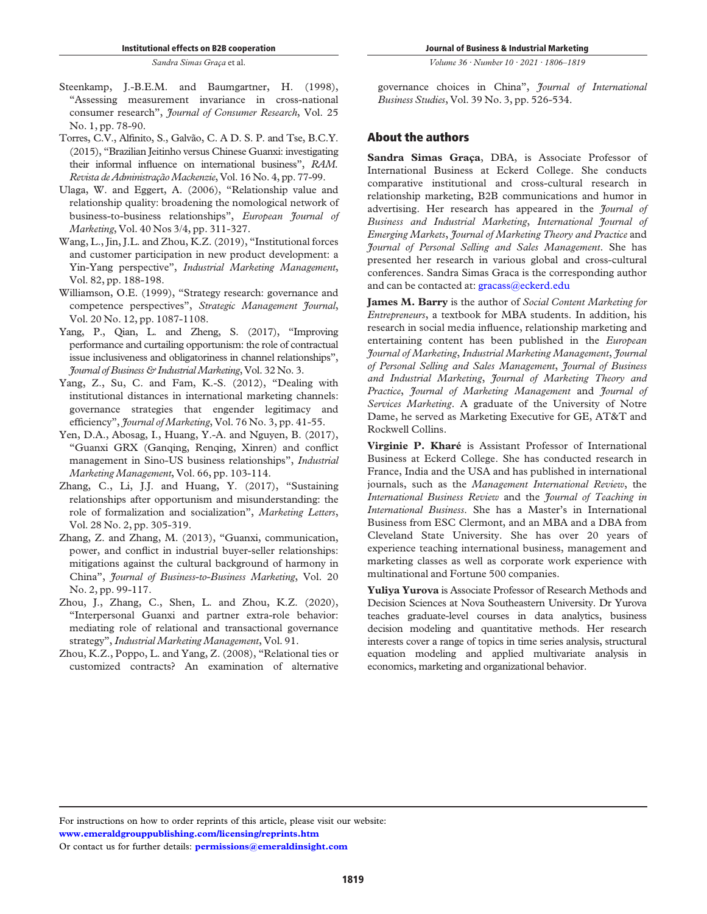Steenkamp, J.-B.E.M. and Baumgartner, H. (1998), "Assessing measurement invariance in cross-national consumer research", *Journal of Consumer Research*, Vol. 25 No. 1, pp. 78-90.

Torres, C.V., Alfinito, S., Galvão, C. A D. S. P. and Tse, B.C.Y. (2015), "Brazilian Jeitinho versus Chinese Guanxi: investigating their informal influence on international business", *RAM. Revista de Administração Mackenzie*, Vol. 16 No. 4, pp. 77-99.

Ulaga, W. and Eggert, A. (2006), "Relationship value and relationship quality: broadening the nomological network of business-to-business relationships", *European Journal of Marketing*, Vol. 40 Nos 3/4, pp. 311-327.

Wang, L., Jin, J.L. and Zhou, K.Z. (2019), "Institutional forces and customer participation in new product development: a Yin-Yang perspective", *Industrial Marketing Management*, Vol. 82, pp. 188-198.

Williamson, O.E. (1999), "Strategy research: governance and competence perspectives", *Strategic Management Journal*, Vol. 20 No. 12, pp. 1087-1108.

Yang, P., Qian, L. and Zheng, S. (2017), "Improving performance and curtailing opportunism: the role of contractual issue inclusiveness and obligatoriness in channel relationships", *Journal of Business & Industrial Marketing*, Vol. 32 No. 3.

Yang, Z., Su, C. and Fam, K.-S. (2012), "Dealing with institutional distances in international marketing channels: governance strategies that engender legitimacy and efficiency", *Journal of Marketing*, Vol. 76 No. 3, pp. 41-55.

Yen, D.A., Abosag, I., Huang, Y.-A. and Nguyen, B. (2017), "Guanxi GRX (Ganqing, Renqing, Xinren) and conflict management in Sino-US business relationships", *Industrial Marketing Management*, Vol. 66, pp. 103-114.

Zhang, C., Li, J.J. and Huang, Y. (2017), "Sustaining relationships after opportunism and misunderstanding: the role of formalization and socialization", *Marketing Letters*, Vol. 28 No. 2, pp. 305-319.

Zhang, Z. and Zhang, M. (2013), "Guanxi, communication, power, and conflict in industrial buyer-seller relationships: mitigations against the cultural background of harmony in China", *Journal of Business-to-Business Marketing*, Vol. 20 No. 2, pp. 99-117.

Zhou, J., Zhang, C., Shen, L. and Zhou, K.Z. (2020), "Interpersonal Guanxi and partner extra-role behavior: mediating role of relational and transactional governance strategy", *Industrial Marketing Management*, Vol. 91.

Zhou, K.Z., Poppo, L. and Yang, Z. (2008), "Relational ties or customized contracts? An examination of alternative governance choices in China", *Journal of International Business Studies*, Vol. 39 No. 3, pp. 526-534.

## About the authors

**Sandra Simas Graça**, DBA, is Associate Professor of International Business at Eckerd College. She conducts comparative institutional and cross-cultural research in relationship marketing, B2B communications and humor in advertising. Her research has appeared in the *Journal of Business and Industrial Marketing*, *International Journal of Emerging Markets*, *Journal of Marketing Theory and Practice* and *Journal of Personal Selling and Sales Management*. She has presented her research in various global and cross-cultural conferences. Sandra Simas Graca is the corresponding author and can be contacted at: gracass@eckerd.edu

**James M. Barry** is the author of *Social Content Marketing for Entrepreneurs*, a textbook for MBA students. In addition, his research in social media influence, relationship marketing and entertaining content has been published in the *European Journal of Marketing*, *Industrial Marketing Management*, *Journal of Personal Selling and Sales Management*, *Journal of Business and Industrial Marketing*, *Journal of Marketing Theory and Practice*, *Journal of Marketing Management* and *Journal of Services Marketing*. A graduate of the University of Notre Dame, he served as Marketing Executive for GE, AT&T and Rockwell Collins.

**Virginie P. Kharé** is Assistant Professor of International Business at Eckerd College. She has conducted research in France, India and the USA and has published in international journals, such as the *Management International Review*, the *International Business Review* and the *Journal of Teaching in International Business*. She has a Master's in International Business from ESC Clermont, and an MBA and a DBA from Cleveland State University. She has over 20 years of experience teaching international business, management and marketing classes as well as corporate work experience with multinational and Fortune 500 companies.

**Yuliya Yurova** is Associate Professor of Research Methods and Decision Sciences at Nova Southeastern University. Dr Yurova teaches graduate-level courses in data analytics, business decision modeling and quantitative methods. Her research interests cover a range of topics in time series analysis, structural equation modeling and applied multivariate analysis in economics, marketing and organizational behavior.

For instructions on how to order reprints of this article, please visit our website:
**www.emeraldgrouppublishing.com/licensing/reprints.htm**
Or contact us for further details: **permissions@emeraldinsight.com**